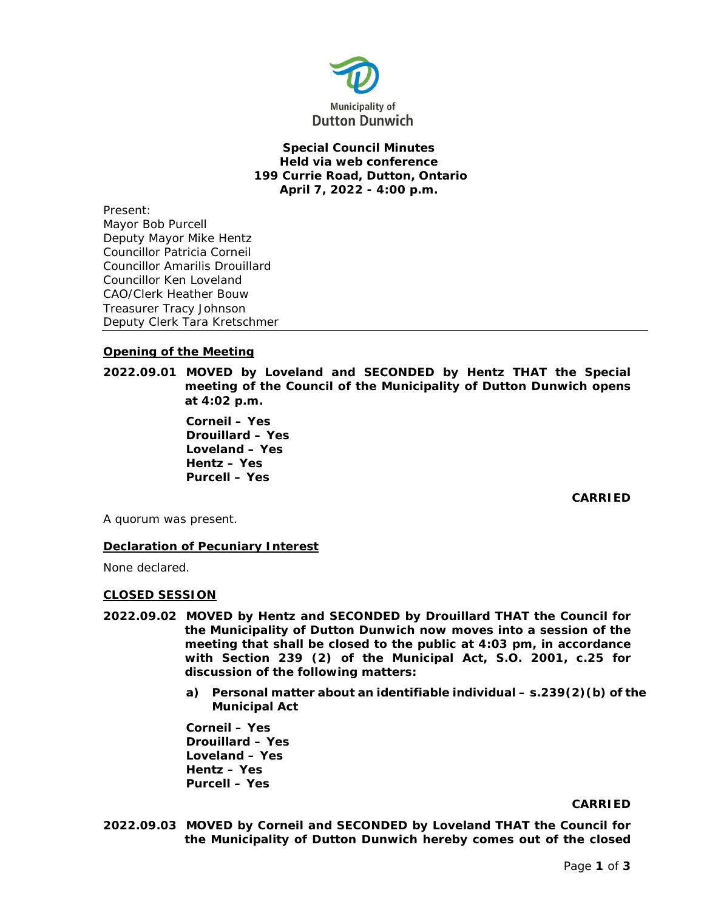Municipality of
Dutton Dunwich

**Special Council Minutes**
**Held via web conference**
**199 Currie Road, Dutton, Ontario**
**April 7, 2022 - 4:00 p.m.**

Present:
Mayor Bob Purcell
Deputy Mayor Mike Hentz
Councillor Patricia Corneil
Councillor Amarilis Drouillard
Councillor Ken Loveland
CAO/Clerk Heather Bouw
Treasurer Tracy Johnson
Deputy Clerk Tara Kretschmer

---

## Opening of the Meeting

**2022.09.01 MOVED by Loveland and SECONDED by Hentz THAT the Special meeting of the Council of the Municipality of Dutton Dunwich opens at 4:02 p.m.**

**Corneil – Yes**
**Drouillard – Yes**
**Loveland – Yes**
**Hentz – Yes**
**Purcell – Yes**

**CARRIED**

A quorum was present.

## Declaration of Pecuniary Interest

None declared.

## CLOSED SESSION

**2022.09.02 MOVED by Hentz and SECONDED by Drouillard THAT the Council for the Municipality of Dutton Dunwich now moves into a session of the meeting that shall be closed to the public at 4:03 pm, in accordance with Section 239 (2) of the Municipal Act, S.O. 2001, c.25 for discussion of the following matters:**

**a) Personal matter about an identifiable individual – s.239(2)(b) of the Municipal Act**

**Corneil – Yes**
**Drouillard – Yes**
**Loveland – Yes**
**Hentz – Yes**
**Purcell – Yes**

**CARRIED**

**2022.09.03 MOVED by Corneil and SECONDED by Loveland THAT the Council for the Municipality of Dutton Dunwich hereby comes out of the closed**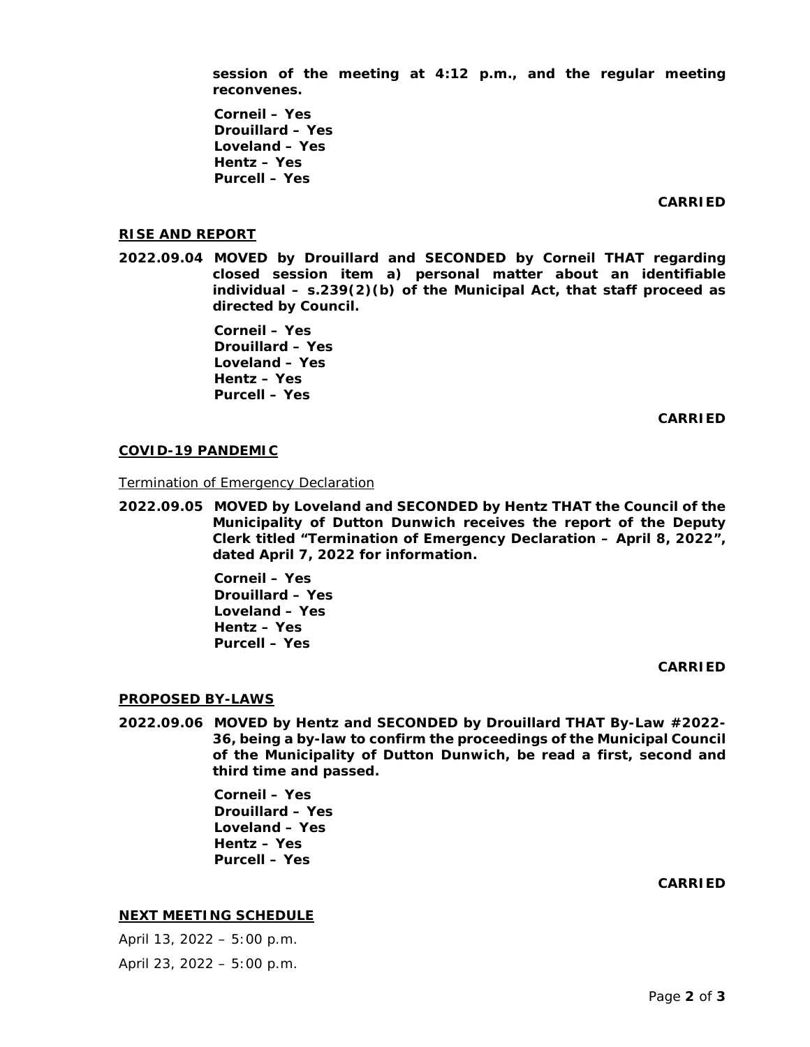**session of the meeting at 4:12 p.m., and the regular meeting reconvenes.**

**Corneil – Yes**
**Drouillard – Yes**
**Loveland – Yes**
**Hentz – Yes**
**Purcell – Yes**

**CARRIED**

## RISE AND REPORT

**2022.09.04 MOVED by Drouillard and SECONDED by Corneil THAT regarding closed session item a) personal matter about an identifiable individual – s.239(2)(b) of the Municipal Act, that staff proceed as directed by Council.**

**Corneil – Yes**
**Drouillard – Yes**
**Loveland – Yes**
**Hentz – Yes**
**Purcell – Yes**

**CARRIED**

## COVID-19 PANDEMIC

Termination of Emergency Declaration

**2022.09.05 MOVED by Loveland and SECONDED by Hentz THAT the Council of the Municipality of Dutton Dunwich receives the report of the Deputy Clerk titled "Termination of Emergency Declaration – April 8, 2022", dated April 7, 2022 for information.**

**Corneil – Yes**
**Drouillard – Yes**
**Loveland – Yes**
**Hentz – Yes**
**Purcell – Yes**

**CARRIED**

## PROPOSED BY-LAWS

**2022.09.06 MOVED by Hentz and SECONDED by Drouillard THAT By-Law #2022-36, being a by-law to confirm the proceedings of the Municipal Council of the Municipality of Dutton Dunwich, be read a first, second and third time and passed.**

**Corneil – Yes**
**Drouillard – Yes**
**Loveland – Yes**
**Hentz – Yes**
**Purcell – Yes**

**CARRIED**

## NEXT MEETING SCHEDULE

April 13, 2022 – 5:00 p.m.

April 23, 2022 – 5:00 p.m.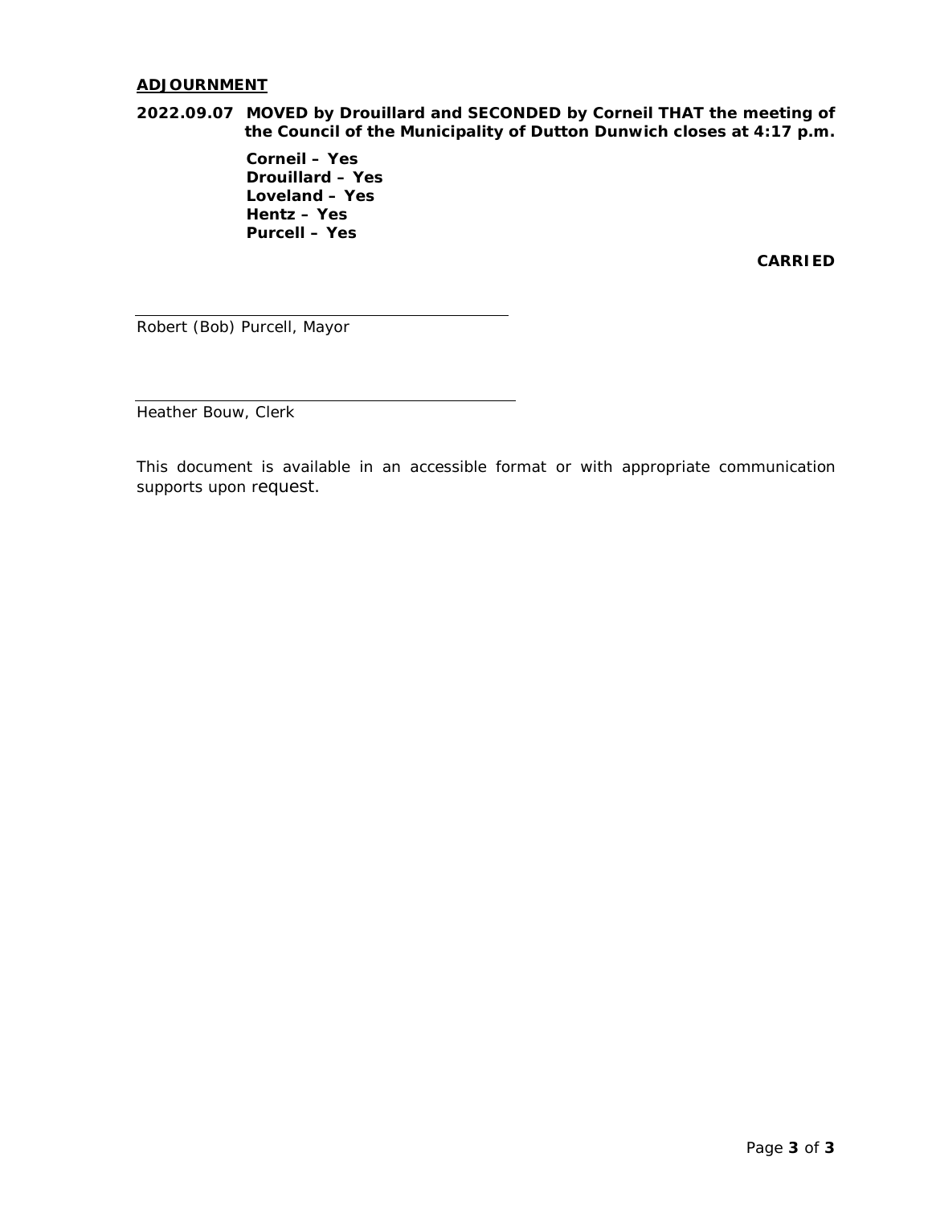**ADJOURNMENT**

**2022.09.07 MOVED by Drouillard and SECONDED by Corneil THAT the meeting of the Council of the Municipality of Dutton Dunwich closes at 4:17 p.m.**

**Corneil – Yes**
**Drouillard – Yes**
**Loveland – Yes**
**Hentz – Yes**
**Purcell – Yes**

**CARRIED**

Robert (Bob) Purcell, Mayor

Heather Bouw, Clerk

This document is available in an accessible format or with appropriate communication supports upon request.